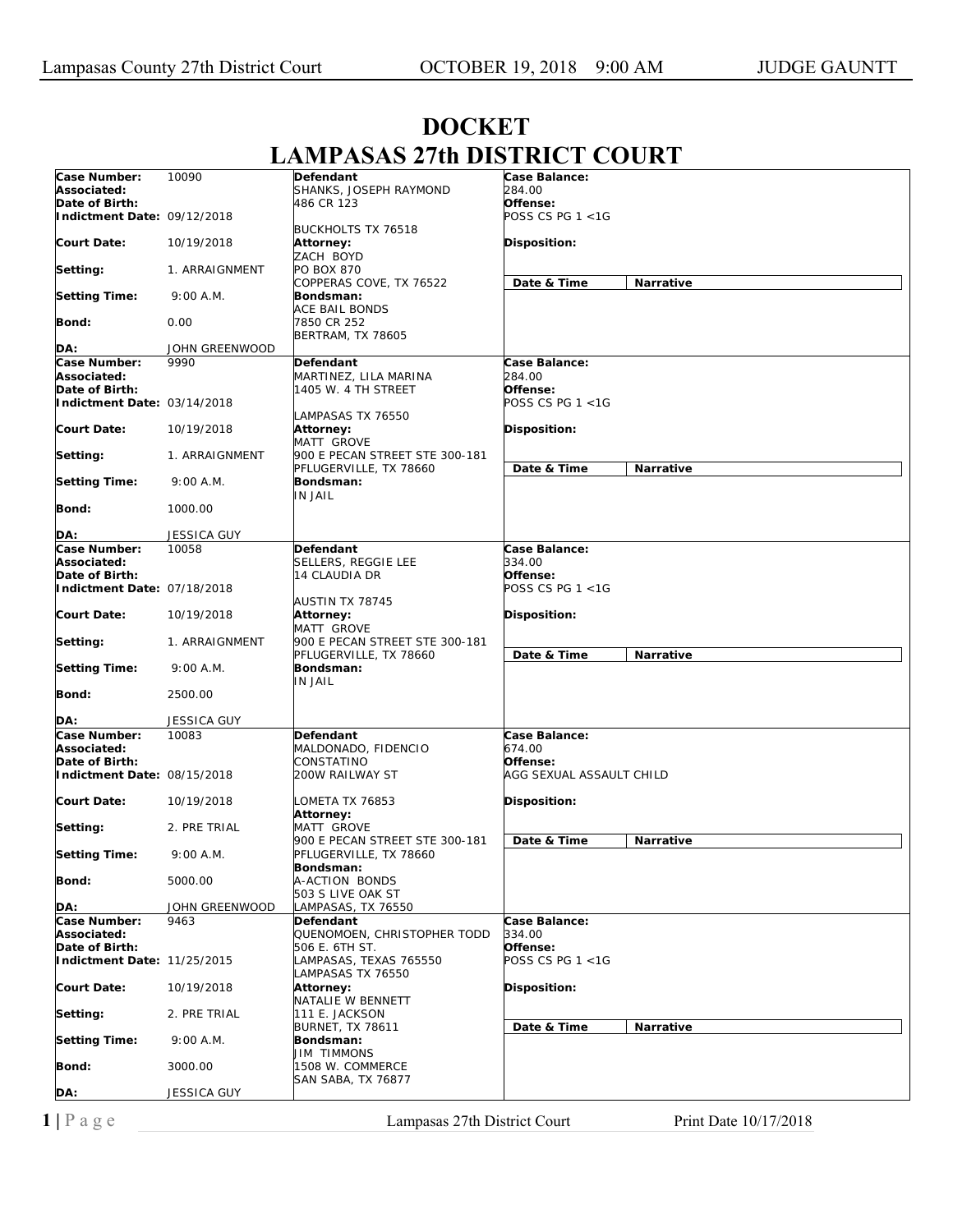# DOCKET
# LAMPASAS 27th DISTRICT COURT

| | | | |
|---|---|---|---|
| **Case Number:** 10090 | **Defendant** | **Case Balance:** 284.00 | |
| **Associated:** | SHANKS, JOSEPH RAYMOND | | |
| **Date of Birth:** | 486 CR 123 | **Offense:** POSS CS PG 1 <1G | |
| **Indictment Date:** 09/12/2018 | BUCKHOLTS TX 76518 | | |
| **Court Date:** 10/19/2018 | **Attorney:** ZACH BOYD | **Disposition:** | |
| **Setting:** 1. ARRAIGNMENT | PO BOX 870 COPPERAS COVE, TX 76522 | **Date & Time** | **Narrative** |
| **Setting Time:** 9:00 A.M. | **Bondsman:** ACE BAIL BONDS | | |
| **Bond:** 0.00 | 7850 CR 252 BERTRAM, TX 78605 | | |
| **DA:** JOHN GREENWOOD | | | |
| **Case Number:** 9990 | **Defendant** | **Case Balance:** 284.00 | |
| **Associated:** | MARTINEZ, LILA MARINA | | |
| **Date of Birth:** | 1405 W. 4 TH STREET | **Offense:** POSS CS PG 1 <1G | |
| **Indictment Date:** 03/14/2018 | LAMPASAS TX 76550 | | |
| **Court Date:** 10/19/2018 | **Attorney:** MATT GROVE | **Disposition:** | |
| **Setting:** 1. ARRAIGNMENT | 900 E PECAN STREET STE 300-181 PFLUGERVILLE, TX 78660 | **Date & Time** | **Narrative** |
| **Setting Time:** 9:00 A.M. | **Bondsman:** IN JAIL | | |
| **Bond:** 1000.00 | | | |
| **DA:** JESSICA GUY | | | |
| **Case Number:** 10058 | **Defendant** | **Case Balance:** 334.00 | |
| **Associated:** | SELLERS, REGGIE LEE | | |
| **Date of Birth:** | 14 CLAUDIA DR | **Offense:** POSS CS PG 1 <1G | |
| **Indictment Date:** 07/18/2018 | AUSTIN TX 78745 | | |
| **Court Date:** 10/19/2018 | **Attorney:** MATT GROVE | **Disposition:** | |
| **Setting:** 1. ARRAIGNMENT | 900 E PECAN STREET STE 300-181 PFLUGERVILLE, TX 78660 | **Date & Time** | **Narrative** |
| **Setting Time:** 9:00 A.M. | **Bondsman:** IN JAIL | | |
| **Bond:** 2500.00 | | | |
| **DA:** JESSICA GUY | | | |
| **Case Number:** 10083 | **Defendant** | **Case Balance:** 674.00 | |
| **Associated:** | MALDONADO, FIDENCIO CONSTATINO | | |
| **Date of Birth:** | 200W RAILWAY ST | **Offense:** AGG SEXUAL ASSAULT CHILD | |
| **Indictment Date:** 08/15/2018 | LOMETA TX 76853 | | |
| **Court Date:** 10/19/2018 | **Attorney:** MATT GROVE | **Disposition:** | |
| **Setting:** 2. PRE TRIAL | 900 E PECAN STREET STE 300-181 PFLUGERVILLE, TX 78660 | **Date & Time** | **Narrative** |
| **Setting Time:** 9:00 A.M. | **Bondsman:** A-ACTION BONDS | | |
| **Bond:** 5000.00 | 503 S LIVE OAK ST LAMPASAS, TX 76550 | | |
| **DA:** JOHN GREENWOOD | | | |
| **Case Number:** 9463 | **Defendant** | **Case Balance:** 334.00 | |
| **Associated:** | QUENOMOEN, CHRISTOPHER TODD | | |
| **Date of Birth:** | 506 E. 6TH ST. LAMPASAS, TEXAS 765550 | **Offense:** POSS CS PG 1 <1G | |
| **Indictment Date:** 11/25/2015 | LAMPASAS TX 76550 | | |
| **Court Date:** 10/19/2018 | **Attorney:** NATALIE W BENNETT | **Disposition:** | |
| **Setting:** 2. PRE TRIAL | 111 E. JACKSON BURNET, TX 78611 | **Date & Time** | **Narrative** |
| **Setting Time:** 9:00 A.M. | **Bondsman:** JIM TIMMONS | | |
| **Bond:** 3000.00 | 1508 W. COMMERCE SAN SABA, TX 76877 | | |
| **DA:** JESSICA GUY | | | |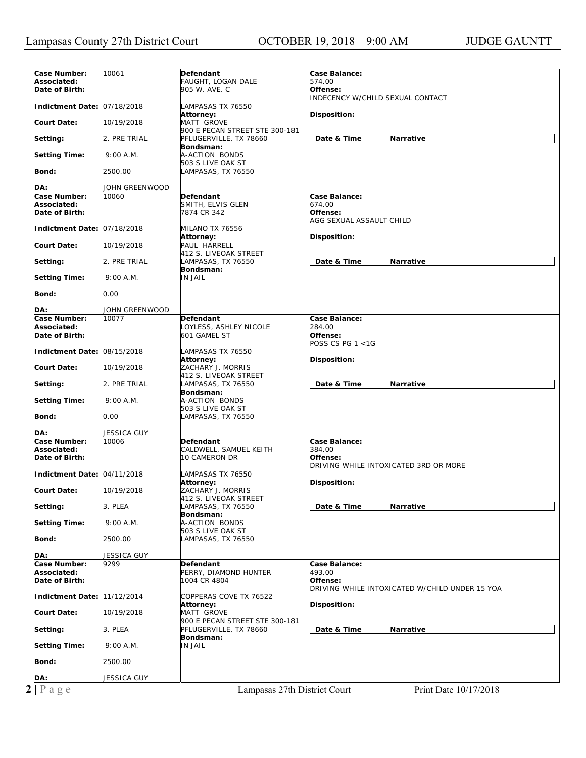| Case Number: | 10061 | Defendant | Case Balance: |
|---|---|---|---|
| Associated: | | FAUGHT, LOGAN DALE | 574.00 |
| Date of Birth: | | 905 W. AVE. C | Offense: INDECENCY W/CHILD SEXUAL CONTACT |
| Indictment Date: | 07/18/2018 | LAMPASAS TX 76550 | |
| | | Attorney: | Disposition: |
| Court Date: | 10/19/2018 | MATT GROVE | |
| | | 900 E PECAN STREET STE 300-181 | |
| Setting: | 2. PRE TRIAL | PFLUGERVILLE, TX 78660 | Date & Time / Narrative |
| | | Bondsman: | |
| Setting Time: | 9:00 A.M. | A-ACTION BONDS | |
| | | 503 S LIVE OAK ST | |
| Bond: | 2500.00 | LAMPASAS, TX 76550 | |
| DA: | JOHN GREENWOOD | | |

| Case Number: | 10060 | Defendant | Case Balance: |
|---|---|---|---|
| Associated: | | SMITH, ELVIS GLEN | 674.00 |
| Date of Birth: | | 7874 CR 342 | Offense: AGG SEXUAL ASSAULT CHILD |
| Indictment Date: | 07/18/2018 | MILANO TX 76556 | |
| | | Attorney: | Disposition: |
| Court Date: | 10/19/2018 | PAUL HARRELL | |
| | | 412 S. LIVEOAK STREET | |
| Setting: | 2. PRE TRIAL | LAMPASAS, TX 76550 | Date & Time / Narrative |
| | | Bondsman: | |
| Setting Time: | 9:00 A.M. | IN JAIL | |
| Bond: | 0.00 | | |
| DA: | JOHN GREENWOOD | | |

| Case Number: | 10077 | Defendant | Case Balance: |
|---|---|---|---|
| Associated: | | LOYLESS, ASHLEY NICOLE | 284.00 |
| Date of Birth: | | 601 GAMEL ST | Offense: POSS CS PG 1 <1G |
| Indictment Date: | 08/15/2018 | LAMPASAS TX 76550 | |
| | | Attorney: | Disposition: |
| Court Date: | 10/19/2018 | ZACHARY J. MORRIS | |
| | | 412 S. LIVEOAK STREET | |
| Setting: | 2. PRE TRIAL | LAMPASAS, TX 76550 | Date & Time / Narrative |
| | | Bondsman: | |
| Setting Time: | 9:00 A.M. | A-ACTION BONDS | |
| | | 503 S LIVE OAK ST | |
| Bond: | 0.00 | LAMPASAS, TX 76550 | |
| DA: | JESSICA GUY | | |

| Case Number: | 10006 | Defendant | Case Balance: |
|---|---|---|---|
| Associated: | | CALDWELL, SAMUEL KEITH | 384.00 |
| Date of Birth: | | 10 CAMERON DR | Offense: DRIVING WHILE INTOXICATED 3RD OR MORE |
| Indictment Date: | 04/11/2018 | LAMPASAS TX 76550 | |
| | | Attorney: | Disposition: |
| Court Date: | 10/19/2018 | ZACHARY J. MORRIS | |
| | | 412 S. LIVEOAK STREET | |
| Setting: | 3. PLEA | LAMPASAS, TX 76550 | Date & Time / Narrative |
| | | Bondsman: | |
| Setting Time: | 9:00 A.M. | A-ACTION BONDS | |
| | | 503 S LIVE OAK ST | |
| Bond: | 2500.00 | LAMPASAS, TX 76550 | |
| DA: | JESSICA GUY | | |

| Case Number: | 9299 | Defendant | Case Balance: |
|---|---|---|---|
| Associated: | | PERRY, DIAMOND HUNTER | 493.00 |
| Date of Birth: | | 1004 CR 4804 | Offense: DRIVING WHILE INTOXICATED W/CHILD UNDER 15 YOA |
| Indictment Date: | 11/12/2014 | COPPERAS COVE TX 76522 | |
| | | Attorney: | Disposition: |
| Court Date: | 10/19/2018 | MATT GROVE | |
| | | 900 E PECAN STREET STE 300-181 | |
| Setting: | 3. PLEA | PFLUGERVILLE, TX 78660 | Date & Time / Narrative |
| | | Bondsman: | |
| Setting Time: | 9:00 A.M. | IN JAIL | |
| Bond: | 2500.00 | | |
| DA: | JESSICA GUY | | |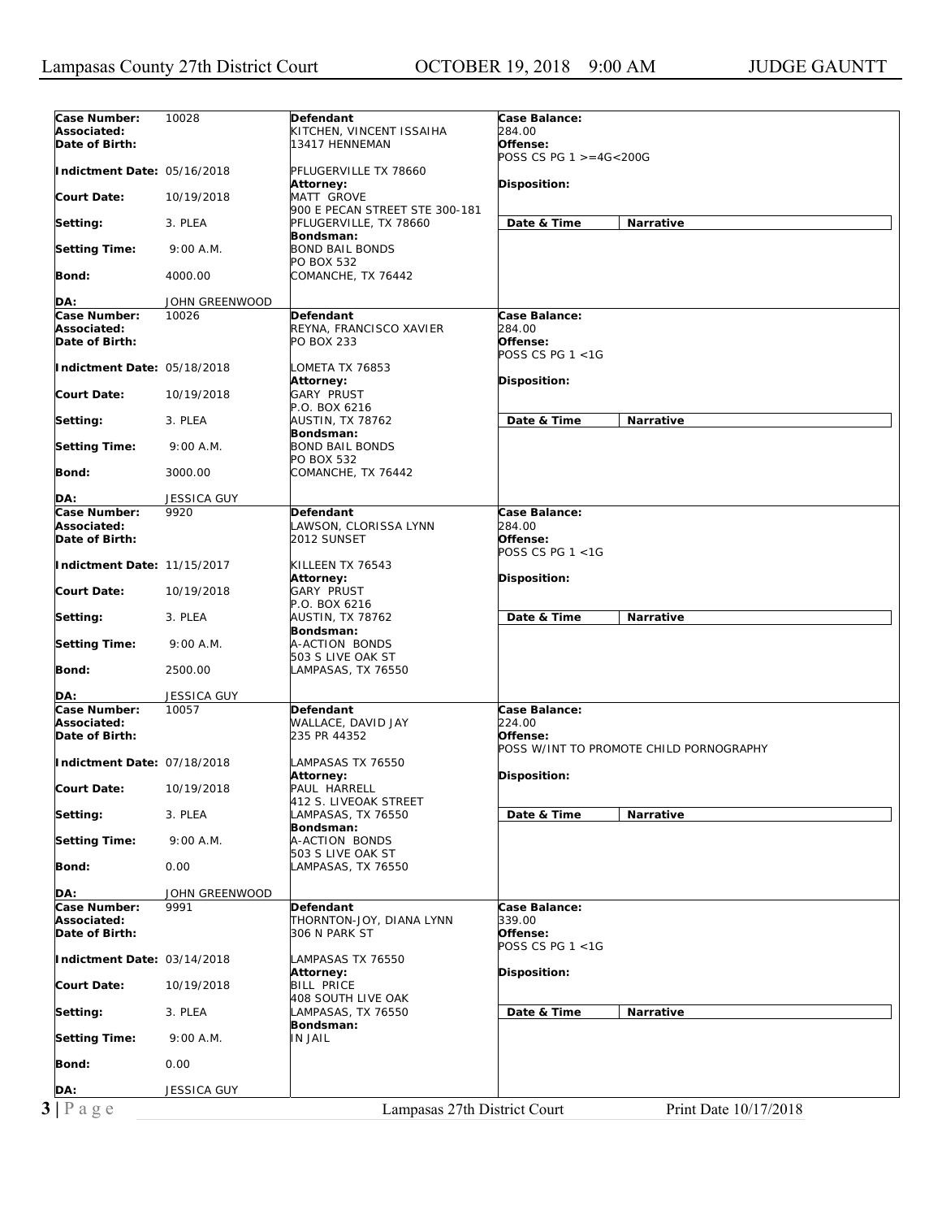| Case Number: | 10028 | Defendant | Case Balance: |
|---|---|---|---|
| Associated: | | KITCHEN, VINCENT ISSAIHA | 284.00 |
| Date of Birth: | | 13417 HENNEMAN | Offense: |
| | | | POSS CS PG 1 >=4G<200G |
| Indictment Date: | 05/16/2018 | PFLUGERVILLE TX 78660 | |
| | | Attorney: | Disposition: |
| Court Date: | 10/19/2018 | MATT GROVE | |
| | | 900 E PECAN STREET STE 300-181 | |
| Setting: | 3. PLEA | PFLUGERVILLE, TX 78660 | Date & Time / Narrative |
| | | Bondsman: | |
| Setting Time: | 9:00 A.M. | BOND BAIL BONDS | |
| | | PO BOX 532 | |
| Bond: | 4000.00 | COMANCHE, TX 76442 | |
| DA: | JOHN GREENWOOD | | |

| Case Number: | 10026 | Defendant | Case Balance: |
|---|---|---|---|
| Associated: | | REYNA, FRANCISCO XAVIER | 284.00 |
| Date of Birth: | | PO BOX 233 | Offense: |
| | | | POSS CS PG 1 <1G |
| Indictment Date: | 05/18/2018 | LOMETA TX 76853 | |
| | | Attorney: | Disposition: |
| Court Date: | 10/19/2018 | GARY PRUST | |
| | | P.O. BOX 6216 | |
| Setting: | 3. PLEA | AUSTIN, TX 78762 | Date & Time / Narrative |
| | | Bondsman: | |
| Setting Time: | 9:00 A.M. | BOND BAIL BONDS | |
| | | PO BOX 532 | |
| Bond: | 3000.00 | COMANCHE, TX 76442 | |
| DA: | JESSICA GUY | | |

| Case Number: | 9920 | Defendant | Case Balance: |
|---|---|---|---|
| Associated: | | LAWSON, CLORISSA LYNN | 284.00 |
| Date of Birth: | | 2012 SUNSET | Offense: |
| | | | POSS CS PG 1 <1G |
| Indictment Date: | 11/15/2017 | KILLEEN TX 76543 | |
| | | Attorney: | Disposition: |
| Court Date: | 10/19/2018 | GARY PRUST | |
| | | P.O. BOX 6216 | |
| Setting: | 3. PLEA | AUSTIN, TX 78762 | Date & Time / Narrative |
| | | Bondsman: | |
| Setting Time: | 9:00 A.M. | A-ACTION BONDS | |
| | | 503 S LIVE OAK ST | |
| Bond: | 2500.00 | LAMPASAS, TX 76550 | |
| DA: | JESSICA GUY | | |

| Case Number: | 10057 | Defendant | Case Balance: |
|---|---|---|---|
| Associated: | | WALLACE, DAVID JAY | 224.00 |
| Date of Birth: | | 235 PR 44352 | Offense: |
| | | | POSS W/INT TO PROMOTE CHILD PORNOGRAPHY |
| Indictment Date: | 07/18/2018 | LAMPASAS TX 76550 | |
| | | Attorney: | Disposition: |
| Court Date: | 10/19/2018 | PAUL HARRELL | |
| | | 412 S. LIVEOAK STREET | |
| Setting: | 3. PLEA | LAMPASAS, TX 76550 | Date & Time / Narrative |
| | | Bondsman: | |
| Setting Time: | 9:00 A.M. | A-ACTION BONDS | |
| | | 503 S LIVE OAK ST | |
| Bond: | 0.00 | LAMPASAS, TX 76550 | |
| DA: | JOHN GREENWOOD | | |

| Case Number: | 9991 | Defendant | Case Balance: |
|---|---|---|---|
| Associated: | | THORNTON-JOY, DIANA LYNN | 339.00 |
| Date of Birth: | | 306 N PARK ST | Offense: |
| | | | POSS CS PG 1 <1G |
| Indictment Date: | 03/14/2018 | LAMPASAS TX 76550 | |
| | | Attorney: | Disposition: |
| Court Date: | 10/19/2018 | BILL PRICE | |
| | | 408 SOUTH LIVE OAK | |
| Setting: | 3. PLEA | LAMPASAS, TX 76550 | Date & Time / Narrative |
| | | Bondsman: | |
| Setting Time: | 9:00 A.M. | IN JAIL | |
| Bond: | 0.00 | | |
| DA: | JESSICA GUY | | |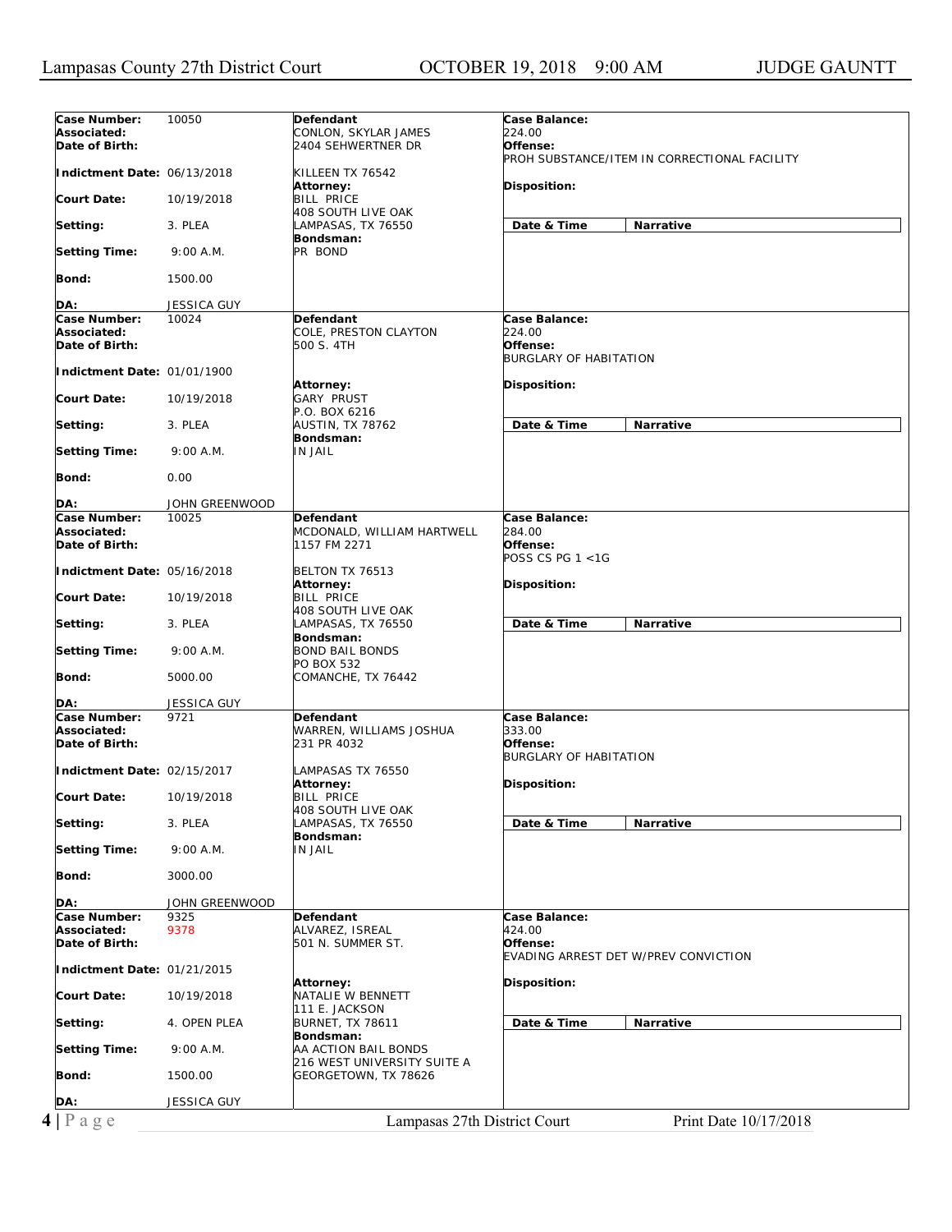| Case Number: | 10050 | Defendant | Case Balance: |
|---|---|---|---|
| Associated: | | CONLON, SKYLAR JAMES | 224.00 |
| Date of Birth: | | 2404 SEHWERTNER DR | Offense: PROH SUBSTANCE/ITEM IN CORRECTIONAL FACILITY |
| Indictment Date: | 06/13/2018 | KILLEEN TX 76542 | |
| Court Date: | 10/19/2018 | Attorney: BILL PRICE 408 SOUTH LIVE OAK LAMPASAS, TX 76550 | Disposition: |
| Setting: | 3. PLEA | | Date & Time / Narrative |
| Setting Time: | 9:00 A.M. | Bondsman: PR BOND | |
| Bond: | 1500.00 | | |
| DA: | JESSICA GUY | | |

| Case Number: | 10024 | Defendant | Case Balance: |
|---|---|---|---|
| Associated: | | COLE, PRESTON CLAYTON | 224.00 |
| Date of Birth: | | 500 S. 4TH | Offense: BURGLARY OF HABITATION |
| Indictment Date: | 01/01/1900 | | |
| Court Date: | 10/19/2018 | Attorney: GARY PRUST P.O. BOX 6216 AUSTIN, TX 78762 | Disposition: |
| Setting: | 3. PLEA | | Date & Time / Narrative |
| Setting Time: | 9:00 A.M. | Bondsman: IN JAIL | |
| Bond: | 0.00 | | |
| DA: | JOHN GREENWOOD | | |

| Case Number: | 10025 | Defendant | Case Balance: |
|---|---|---|---|
| Associated: | | MCDONALD, WILLIAM HARTWELL | 284.00 |
| Date of Birth: | | 1157 FM 2271 | Offense: POSS CS PG 1 <1G |
| Indictment Date: | 05/16/2018 | BELTON TX 76513 | |
| Court Date: | 10/19/2018 | Attorney: BILL PRICE 408 SOUTH LIVE OAK LAMPASAS, TX 76550 | Disposition: |
| Setting: | 3. PLEA | | Date & Time / Narrative |
| Setting Time: | 9:00 A.M. | Bondsman: BOND BAIL BONDS PO BOX 532 COMANCHE, TX 76442 | |
| Bond: | 5000.00 | | |
| DA: | JESSICA GUY | | |

| Case Number: | 9721 | Defendant | Case Balance: |
|---|---|---|---|
| Associated: | | WARREN, WILLIAMS JOSHUA | 333.00 |
| Date of Birth: | | 231 PR 4032 | Offense: BURGLARY OF HABITATION |
| Indictment Date: | 02/15/2017 | LAMPASAS TX 76550 | |
| Court Date: | 10/19/2018 | Attorney: BILL PRICE 408 SOUTH LIVE OAK LAMPASAS, TX 76550 | Disposition: |
| Setting: | 3. PLEA | | Date & Time / Narrative |
| Setting Time: | 9:00 A.M. | Bondsman: IN JAIL | |
| Bond: | 3000.00 | | |
| DA: | JOHN GREENWOOD | | |

| Case Number: | 9325 | Defendant | Case Balance: |
|---|---|---|---|
| Associated: | 9378 | ALVAREZ, ISREAL | 424.00 |
| Date of Birth: | | 501 N. SUMMER ST. | Offense: EVADING ARREST DET W/PREV CONVICTION |
| Indictment Date: | 01/21/2015 | | |
| Court Date: | 10/19/2018 | Attorney: NATALIE W BENNETT 111 E. JACKSON BURNET, TX 78611 | Disposition: |
| Setting: | 4. OPEN PLEA | | Date & Time / Narrative |
| Setting Time: | 9:00 A.M. | Bondsman: AA ACTION BAIL BONDS 216 WEST UNIVERSITY SUITE A GEORGETOWN, TX 78626 | |
| Bond: | 1500.00 | | |
| DA: | JESSICA GUY | | |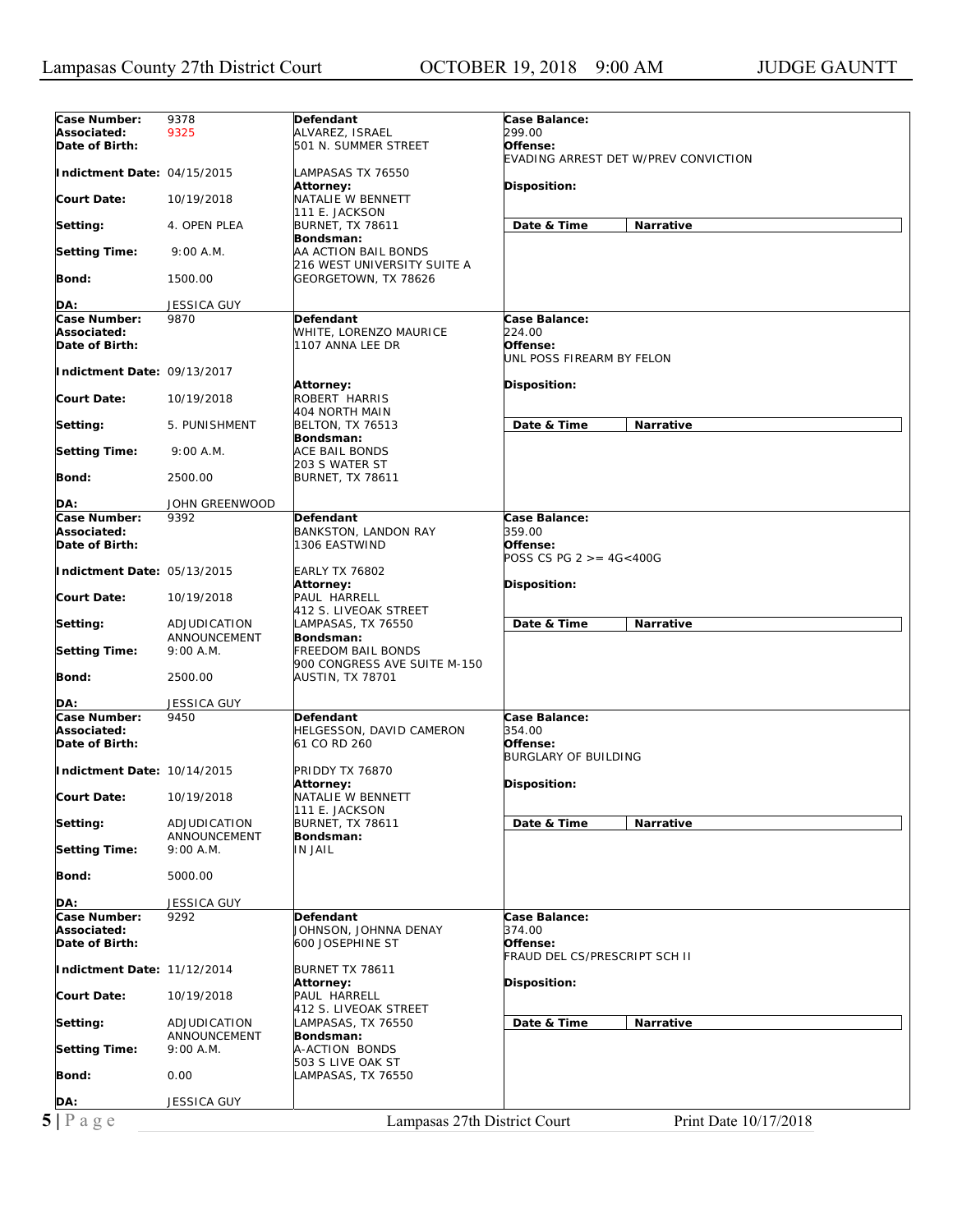| Case Number: | 9378 | Defendant | Case Balance: | |
|---|---|---|---|---|
| Associated: | 9325 | ALVAREZ, ISRAEL | 299.00 | |
| Date of Birth: | | 501 N. SUMMER STREET | Offense: | |
| | | | EVADING ARREST DET W/PREV CONVICTION | |
| Indictment Date: | 04/15/2015 | LAMPASAS TX 76550 | | |
| | | Attorney: | Disposition: | |
| Court Date: | 10/19/2018 | NATALIE W BENNETT | | |
| | | 111 E. JACKSON | | |
| Setting: | 4. OPEN PLEA | BURNET, TX 78611 | Date & Time | Narrative |
| | | Bondsman: | | |
| Setting Time: | 9:00 A.M. | AA ACTION BAIL BONDS | | |
| | | 216 WEST UNIVERSITY SUITE A | | |
| Bond: | 1500.00 | GEORGETOWN, TX 78626 | | |
| DA: | JESSICA GUY | | | |

| Case Number: | 9870 | Defendant | Case Balance: | |
|---|---|---|---|---|
| Associated: | | WHITE, LORENZO MAURICE | 224.00 | |
| Date of Birth: | | 1107 ANNA LEE DR | Offense: | |
| | | | UNL POSS FIREARM BY FELON | |
| Indictment Date: | 09/13/2017 | | | |
| | | Attorney: | Disposition: | |
| Court Date: | 10/19/2018 | ROBERT HARRIS | | |
| | | 404 NORTH MAIN | | |
| Setting: | 5. PUNISHMENT | BELTON, TX 76513 | Date & Time | Narrative |
| | | Bondsman: | | |
| Setting Time: | 9:00 A.M. | ACE BAIL BONDS | | |
| | | 203 S WATER ST | | |
| Bond: | 2500.00 | BURNET, TX 78611 | | |
| DA: | JOHN GREENWOOD | | | |

| Case Number: | 9392 | Defendant | Case Balance: | |
|---|---|---|---|---|
| Associated: | | BANKSTON, LANDON RAY | 359.00 | |
| Date of Birth: | | 1306 EASTWIND | Offense: | |
| | | | POSS CS PG 2 >= 4G<400G | |
| Indictment Date: | 05/13/2015 | EARLY TX 76802 | | |
| | | Attorney: | Disposition: | |
| Court Date: | 10/19/2018 | PAUL HARRELL | | |
| | | 412 S. LIVEOAK STREET | | |
| Setting: | ADJUDICATION ANNOUNCEMENT | LAMPASAS, TX 76550 | Date & Time | Narrative |
| | | Bondsman: | | |
| Setting Time: | 9:00 A.M. | FREEDOM BAIL BONDS | | |
| | | 900 CONGRESS AVE SUITE M-150 | | |
| Bond: | 2500.00 | AUSTIN, TX 78701 | | |
| DA: | JESSICA GUY | | | |

| Case Number: | 9450 | Defendant | Case Balance: | |
|---|---|---|---|---|
| Associated: | | HELGESSON, DAVID CAMERON | 354.00 | |
| Date of Birth: | | 61 CO RD 260 | Offense: | |
| | | | BURGLARY OF BUILDING | |
| Indictment Date: | 10/14/2015 | PRIDDY TX 76870 | | |
| | | Attorney: | Disposition: | |
| Court Date: | 10/19/2018 | NATALIE W BENNETT | | |
| | | 111 E. JACKSON | | |
| Setting: | ADJUDICATION ANNOUNCEMENT | BURNET, TX 78611 | Date & Time | Narrative |
| | | Bondsman: | | |
| Setting Time: | 9:00 A.M. | IN JAIL | | |
| Bond: | 5000.00 | | | |
| DA: | JESSICA GUY | | | |

| Case Number: | 9292 | Defendant | Case Balance: | |
|---|---|---|---|---|
| Associated: | | JOHNSON, JOHNNA DENAY | 374.00 | |
| Date of Birth: | | 600 JOSEPHINE ST | Offense: | |
| | | | FRAUD DEL CS/PRESCRIPT SCH II | |
| Indictment Date: | 11/12/2014 | BURNET TX 78611 | | |
| | | Attorney: | Disposition: | |
| Court Date: | 10/19/2018 | PAUL HARRELL | | |
| | | 412 S. LIVEOAK STREET | | |
| Setting: | ADJUDICATION ANNOUNCEMENT | LAMPASAS, TX 76550 | Date & Time | Narrative |
| | | Bondsman: | | |
| Setting Time: | 9:00 A.M. | A-ACTION BONDS | | |
| | | 503 S LIVE OAK ST | | |
| Bond: | 0.00 | LAMPASAS, TX 76550 | | |
| DA: | JESSICA GUY | | | |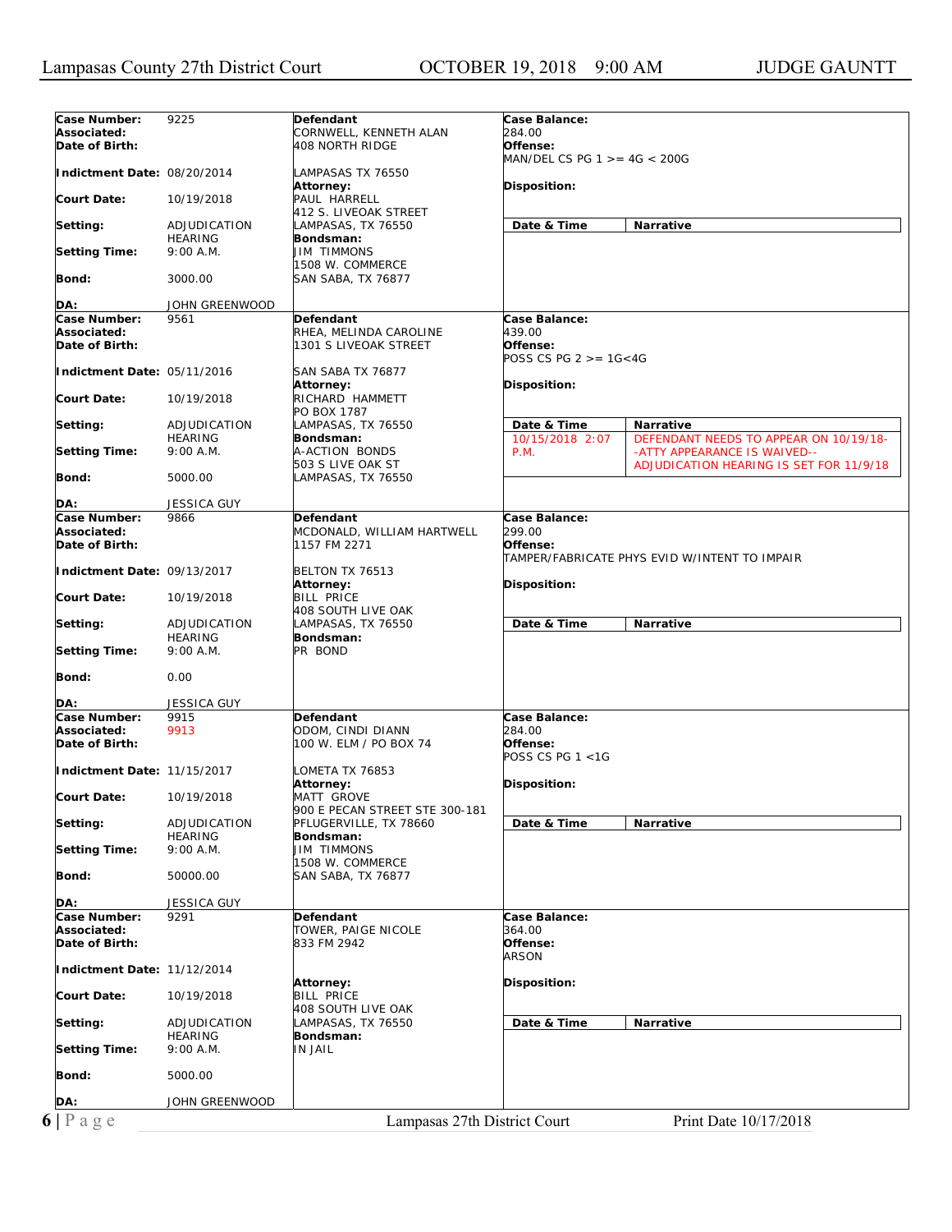| Case Number: | 9225 | Defendant | Case Balance: |
|---|---|---|---|
| Associated: | | CORNWELL, KENNETH ALAN | 284.00 |
| Date of Birth: | | 408 NORTH RIDGE | Offense: |
| | | | MAN/DEL CS PG 1 >= 4G < 200G |
| Indictment Date: | 08/20/2014 | LAMPASAS TX 76550 | |
| | | Attorney: | Disposition: |
| Court Date: | 10/19/2018 | PAUL HARRELL | |
| | | 412 S. LIVEOAK STREET | |
| Setting: | ADJUDICATION HEARING | LAMPASAS, TX 76550 | Date & Time / Narrative |
| | | Bondsman: | |
| Setting Time: | 9:00 A.M. | JIM TIMMONS | |
| | | 1508 W. COMMERCE | |
| Bond: | 3000.00 | SAN SABA, TX 76877 | |
| DA: | JOHN GREENWOOD | | |

| Case Number: | 9561 | Defendant | Case Balance: |
|---|---|---|---|
| Associated: | | RHEA, MELINDA CAROLINE | 439.00 |
| Date of Birth: | | 1301 S LIVEOAK STREET | Offense: |
| | | | POSS CS PG 2 >= 1G<4G |
| Indictment Date: | 05/11/2016 | SAN SABA TX 76877 | |
| | | Attorney: | Disposition: |
| Court Date: | 10/19/2018 | RICHARD HAMMETT | |
| | | PO BOX 1787 | |
| Setting: | ADJUDICATION HEARING | LAMPASAS, TX 76550 | Date & Time / Narrative |
| | | Bondsman: | 10/15/2018 2:07 P.M. — DEFENDANT NEEDS TO APPEAR ON 10/19/18--ATTY APPEARANCE IS WAIVED--ADJUDICATION HEARING IS SET FOR 11/9/18 |
| Setting Time: | 9:00 A.M. | A-ACTION BONDS | |
| | | 503 S LIVE OAK ST | |
| Bond: | 5000.00 | LAMPASAS, TX 76550 | |
| DA: | JESSICA GUY | | |

| Case Number: | 9866 | Defendant | Case Balance: |
|---|---|---|---|
| Associated: | | MCDONALD, WILLIAM HARTWELL | 299.00 |
| Date of Birth: | | 1157 FM 2271 | Offense: |
| | | | TAMPER/FABRICATE PHYS EVID W/INTENT TO IMPAIR |
| Indictment Date: | 09/13/2017 | BELTON TX 76513 | |
| | | Attorney: | Disposition: |
| Court Date: | 10/19/2018 | BILL PRICE | |
| | | 408 SOUTH LIVE OAK | |
| Setting: | ADJUDICATION HEARING | LAMPASAS, TX 76550 | Date & Time / Narrative |
| | | Bondsman: | |
| Setting Time: | 9:00 A.M. | PR BOND | |
| Bond: | 0.00 | | |
| DA: | JESSICA GUY | | |

| Case Number: | 9915 | Defendant | Case Balance: |
|---|---|---|---|
| Associated: | 9913 | ODOM, CINDI DIANN | 284.00 |
| Date of Birth: | | 100 W. ELM / PO BOX 74 | Offense: |
| | | | POSS CS PG 1 <1G |
| Indictment Date: | 11/15/2017 | LOMETA TX 76853 | |
| | | Attorney: | Disposition: |
| Court Date: | 10/19/2018 | MATT GROVE | |
| | | 900 E PECAN STREET STE 300-181 | |
| Setting: | ADJUDICATION HEARING | PFLUGERVILLE, TX 78660 | Date & Time / Narrative |
| | | Bondsman: | |
| Setting Time: | 9:00 A.M. | JIM TIMMONS | |
| | | 1508 W. COMMERCE | |
| Bond: | 50000.00 | SAN SABA, TX 76877 | |
| DA: | JESSICA GUY | | |

| Case Number: | 9291 | Defendant | Case Balance: |
|---|---|---|---|
| Associated: | | TOWER, PAIGE NICOLE | 364.00 |
| Date of Birth: | | 833 FM 2942 | Offense: |
| | | | ARSON |
| Indictment Date: | 11/12/2014 | | |
| | | Attorney: | Disposition: |
| Court Date: | 10/19/2018 | BILL PRICE | |
| | | 408 SOUTH LIVE OAK | |
| Setting: | ADJUDICATION HEARING | LAMPASAS, TX 76550 | Date & Time / Narrative |
| | | Bondsman: | |
| Setting Time: | 9:00 A.M. | IN JAIL | |
| Bond: | 5000.00 | | |
| DA: | JOHN GREENWOOD | | |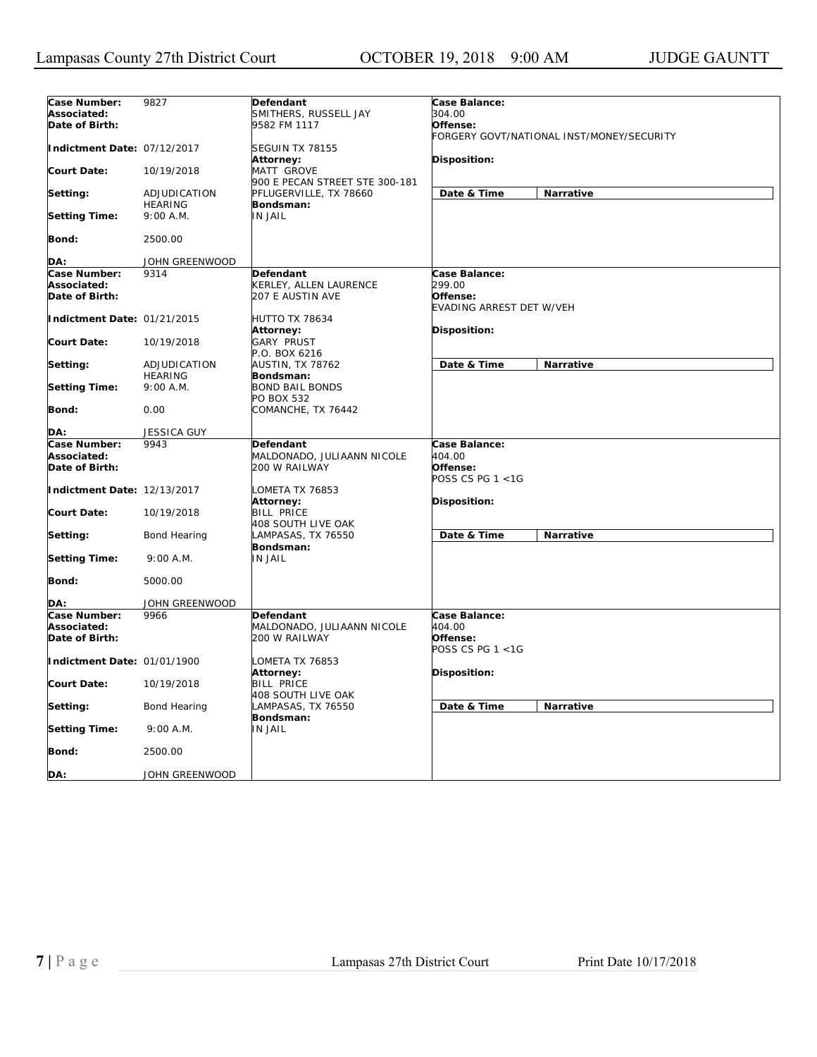| | | | |
|---|---|---|---|
| **Case Number:** 9827<br>**Associated:**<br>**Date of Birth:**<br>**Indictment Date:** 07/12/2017<br>**Court Date:** 10/19/2018<br>**Setting:** ADJUDICATION HEARING<br>**Setting Time:** 9:00 A.M.<br>**Bond:** 2500.00<br>**DA:** JOHN GREENWOOD | **Defendant**<br>SMITHERS, RUSSELL JAY<br>9582 FM 1117<br>SEGUIN TX 78155<br>**Attorney:**<br>MATT GROVE<br>900 E PECAN STREET STE 300-181<br>PFLUGERVILLE, TX 78660<br>**Bondsman:**<br>IN JAIL | **Case Balance:**<br>304.00<br>**Offense:**<br>FORGERY GOVT/NATIONAL INST/MONEY/SECURITY<br>**Disposition:** | **Date & Time** / **Narrative** |
| **Case Number:** 9314<br>**Associated:**<br>**Date of Birth:**<br>**Indictment Date:** 01/21/2015<br>**Court Date:** 10/19/2018<br>**Setting:** ADJUDICATION HEARING<br>**Setting Time:** 9:00 A.M.<br>**Bond:** 0.00<br>**DA:** JESSICA GUY | **Defendant**<br>KERLEY, ALLEN LAURENCE<br>207 E AUSTIN AVE<br>HUTTO TX 78634<br>**Attorney:**<br>GARY PRUST<br>P.O. BOX 6216<br>AUSTIN, TX 78762<br>**Bondsman:**<br>BOND BAIL BONDS<br>PO BOX 532<br>COMANCHE, TX 76442 | **Case Balance:**<br>299.00<br>**Offense:**<br>EVADING ARREST DET W/VEH<br>**Disposition:** | **Date & Time** / **Narrative** |
| **Case Number:** 9943<br>**Associated:**<br>**Date of Birth:**<br>**Indictment Date:** 12/13/2017<br>**Court Date:** 10/19/2018<br>**Setting:** Bond Hearing<br>**Setting Time:** 9:00 A.M.<br>**Bond:** 5000.00<br>**DA:** JOHN GREENWOOD | **Defendant**<br>MALDONADO, JULIAANN NICOLE<br>200 W RAILWAY<br>LOMETA TX 76853<br>**Attorney:**<br>BILL PRICE<br>408 SOUTH LIVE OAK<br>LAMPASAS, TX 76550<br>**Bondsman:**<br>IN JAIL | **Case Balance:**<br>404.00<br>**Offense:**<br>POSS CS PG 1 <1G<br>**Disposition:** | **Date & Time** / **Narrative** |
| **Case Number:** 9966<br>**Associated:**<br>**Date of Birth:**<br>**Indictment Date:** 01/01/1900<br>**Court Date:** 10/19/2018<br>**Setting:** Bond Hearing<br>**Setting Time:** 9:00 A.M.<br>**Bond:** 2500.00<br>**DA:** JOHN GREENWOOD | **Defendant**<br>MALDONADO, JULIAANN NICOLE<br>200 W RAILWAY<br>LOMETA TX 76853<br>**Attorney:**<br>BILL PRICE<br>408 SOUTH LIVE OAK<br>LAMPASAS, TX 76550<br>**Bondsman:**<br>IN JAIL | **Case Balance:**<br>404.00<br>**Offense:**<br>POSS CS PG 1 <1G<br>**Disposition:** | **Date & Time** / **Narrative** |